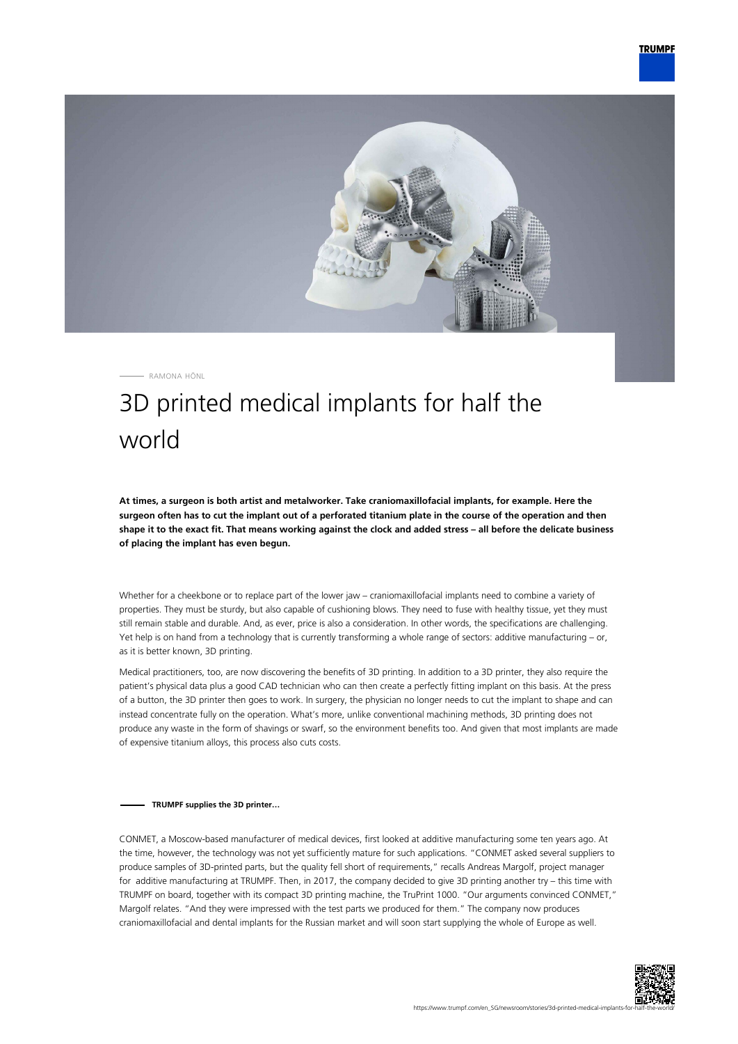RAMONA HÖNL

# 3D printed medical implants for half the world

**At times, a surgeon is both artist and metalworker. Take craniomaxillofacial implants, for example. Here the surgeon often has to cut the implant out of a perforated titanium plate in the course of the operation and then shape it to the exact fit. That means working against the clock and added stress – all before the delicate business of placing the implant has even begun.**

Whether for a cheekbone or to replace part of the lower jaw – craniomaxillofacial implants need to combine a variety of properties. They must be sturdy, but also capable of cushioning blows. They need to fuse with healthy tissue, yet they must still remain stable and durable. And, as ever, price is also a consideration. In other words, the specifications are challenging. Yet help is on hand from a technology that is currently transforming a whole range of sectors: additive manufacturing – or, as it is better known, 3D printing.

Medical practitioners, too, are now discovering the benefits of 3D printing. In addition to a 3D printer, they also require the patient's physical data plus a good CAD technician who can then create a perfectly fitting implant on this basis. At the press of a button, the 3D printer then goes to work. In surgery, the physician no longer needs to cut the implant to shape and can instead concentrate fully on the operation. What's more, unlike conventional machining methods, 3D printing does not produce any waste in the form of shavings or swarf, so the environment benefits too. And given that most implants are made of expensive titanium alloys, this process also cuts costs.

**TRUMPF supplies the 3D printer...**

CONMET, a Moscow-based manufacturer of medical devices, first looked at additive manufacturing some ten years ago. At the time, however, the technology was not yet sufficiently mature for such applications. "CONMET asked several suppliers to produce samples of 3D-printed parts, but the quality fell short of requirements," recalls Andreas Margolf, project manager for additive manufacturing at TRUMPF. Then, in 2017, the company decided to give 3D printing another try – this time with TRUMPF on board, together with its compact 3D printing machine, the TruPrint 1000. "Our arguments convinced CONMET," Margolf relates. "And they were impressed with the test parts we produced for them." The company now produces craniomaxillofacial and dental implants for the Russian market and will soon start supplying the whole of Europe as well.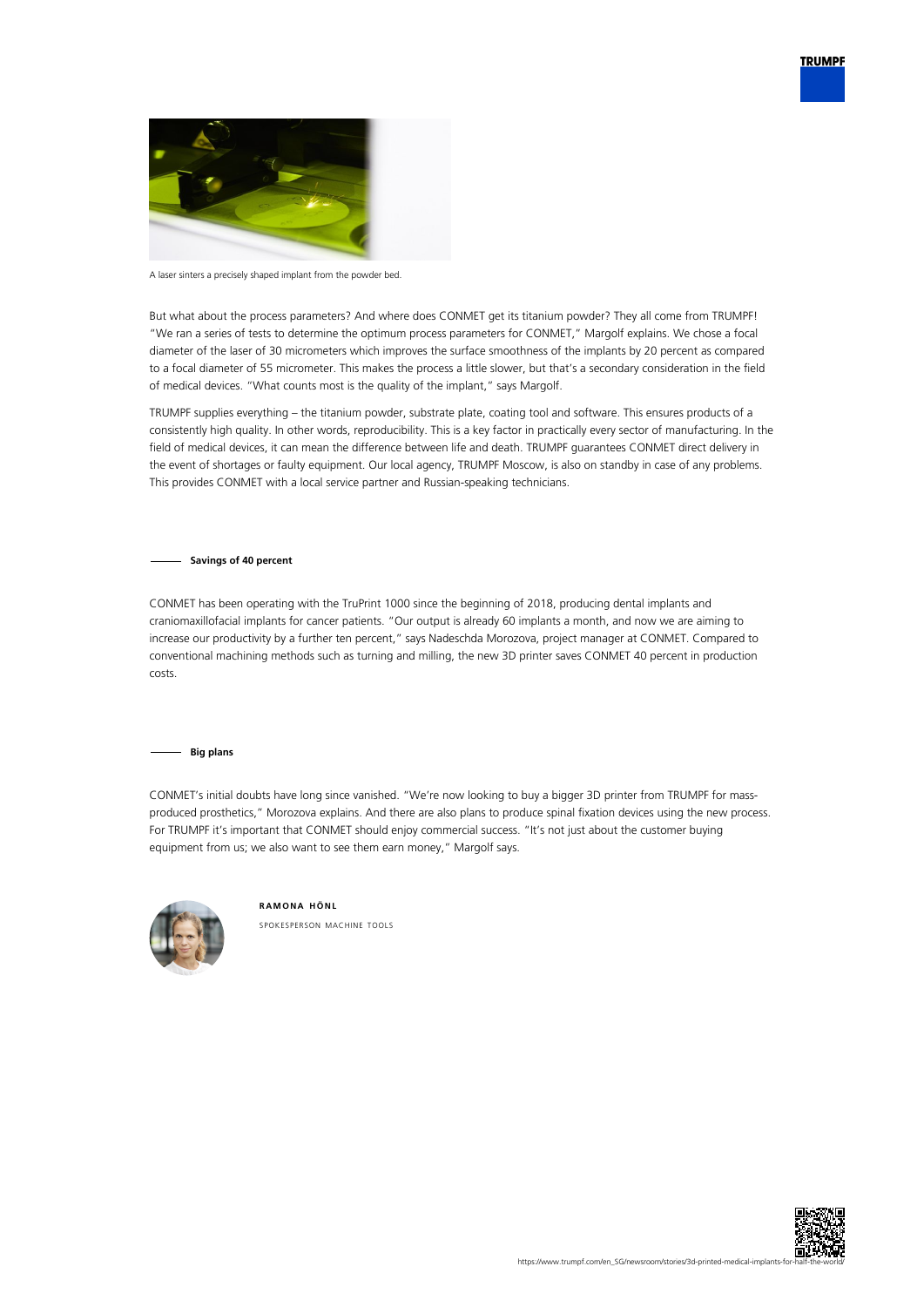A laser sinters a precisely shaped implant from the powder bed.

But what about the process parameters? And where does CONMET get its titanium powder? They all come from TRUMPF! "We ran a series of tests to determine the optimum process parameters for CONMET," Margolf explains. We chose a focal diameter of the laser of 30 micrometers which improves the surface smoothness of the implants by 20 percent as compared to a focal diameter of 55 micrometer. This makes the process a little slower, but that's a secondary consideration in the field of medical devices. "What counts most is the quality of the implant," says Margolf.

TRUMPF supplies everything – the titanium powder, substrate plate, coating tool and software. This ensures products of a consistently high quality. In other words, reproducibility. This is a key factor in practically every sector of manufacturing. In the field of medical devices, it can mean the difference between life and death. TRUMPF guarantees CONMET direct delivery in the event of shortages or faulty equipment. Our local agency, TRUMPF Moscow, is also on standby in case of any problems. This provides CONMET with a local service partner and Russian-speaking technicians.

## Savings of 40 percent

CONMET has been operating with the TruPrint 1000 since the beginning of 2018, producing dental implants and craniomaxillofacial implants for cancer patients. "Our output is already 60 implants a month, and now we are aiming to increase our productivity by a further ten percent," says Nadeschda Morozova, project manager at CONMET. Compared to conventional machining methods such as turning and milling, the new 3D printer saves CONMET 40 percent in production costs.

## Big plans

CONMET's initial doubts have long since vanished. "We're now looking to buy a bigger 3D printer from TRUMPF for mass-produced prosthetics," Morozova explains. And there are also plans to produce spinal fixation devices using the new process. For TRUMPF it's important that CONMET should enjoy commercial success. "It's not just about the customer buying equipment from us; we also want to see them earn money," Margolf says.

**RAMONA HÖNL**

SPOKESPERSON MACHINE TOOLS